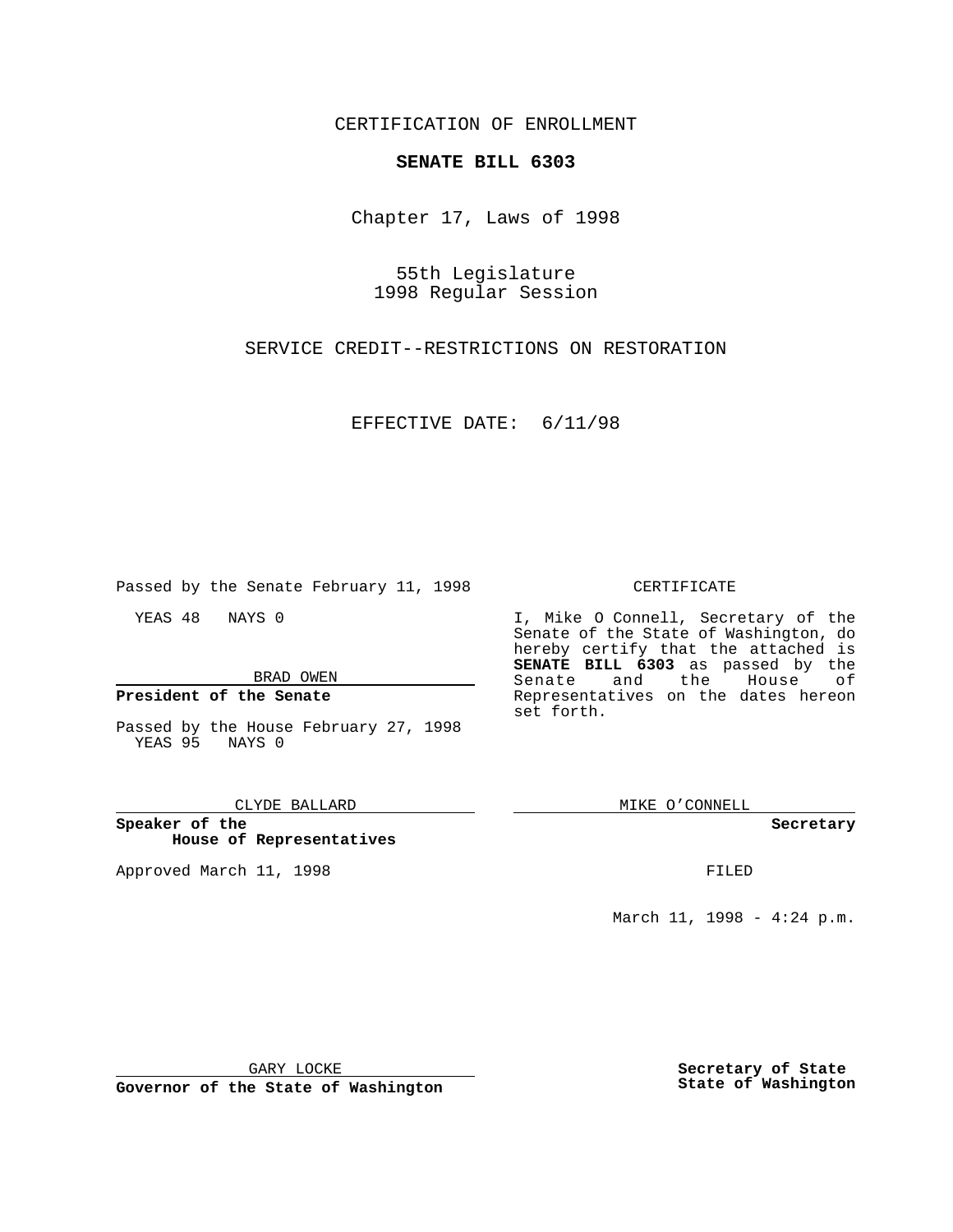CERTIFICATION OF ENROLLMENT

# SENATE BILL 6303

Chapter 17, Laws of 1998

55th Legislature
1998 Regular Session

SERVICE CREDIT--RESTRICTIONS ON RESTORATION

EFFECTIVE DATE: 6/11/98

Passed by the Senate February 11, 1998

YEAS 48 NAYS 0

BRAD OWEN

**President of the Senate**

Passed by the House February 27, 1998
YEAS 95 NAYS 0

CLYDE BALLARD

**Speaker of the House of Representatives**

Approved March 11, 1998

GARY LOCKE

**Governor of the State of Washington**

CERTIFICATE

I, Mike O Connell, Secretary of the Senate of the State of Washington, do hereby certify that the attached is **SENATE BILL 6303** as passed by the Senate and the House of Representatives on the dates hereon set forth.

MIKE O'CONNELL

**Secretary**

FILED

March 11, 1998 - 4:24 p.m.

**Secretary of State**
**State of Washington**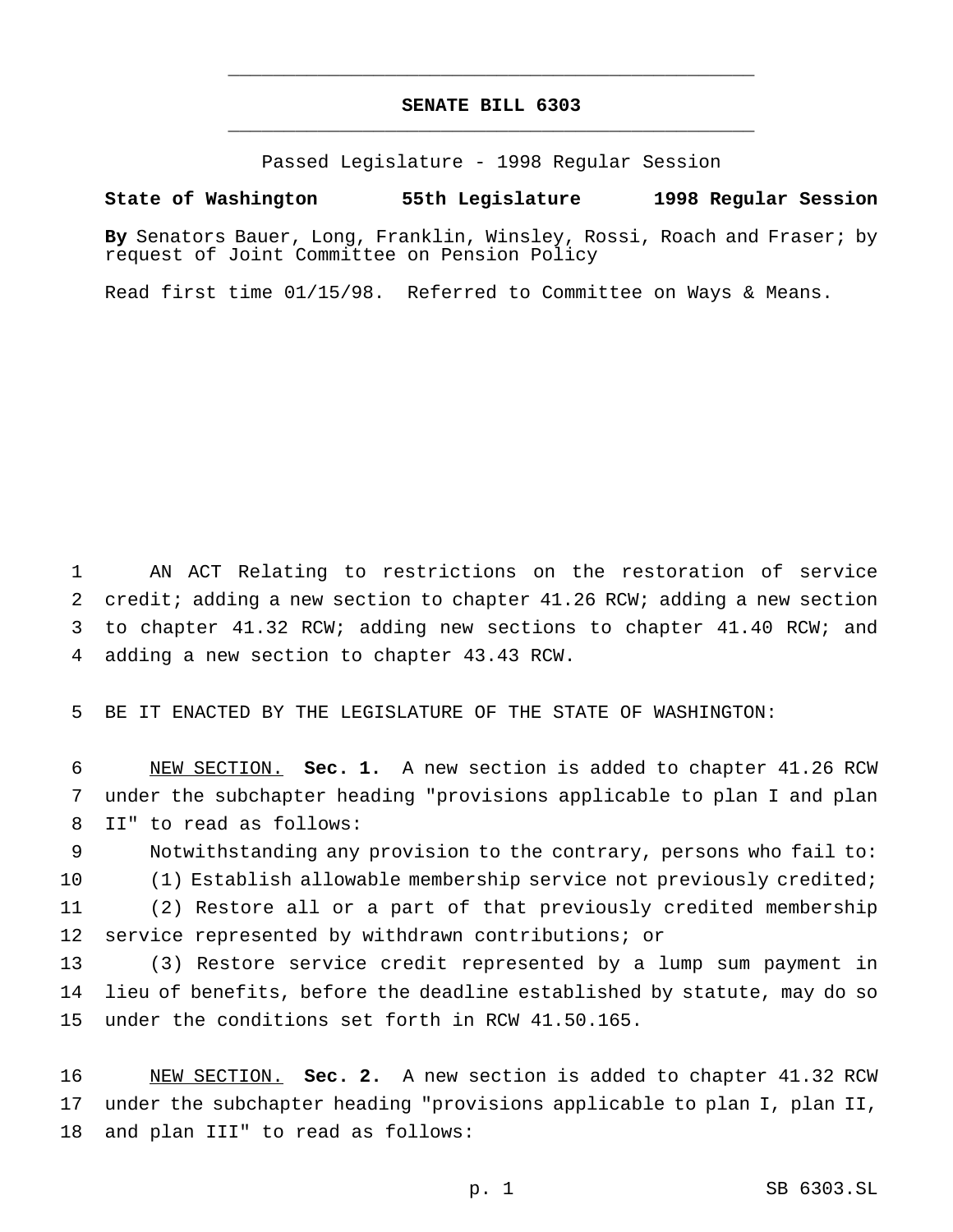# SENATE BILL 6303

Passed Legislature - 1998 Regular Session

**State of Washington 55th Legislature 1998 Regular Session**

**By** Senators Bauer, Long, Franklin, Winsley, Rossi, Roach and Fraser; by request of Joint Committee on Pension Policy

Read first time 01/15/98. Referred to Committee on Ways & Means.

AN ACT Relating to restrictions on the restoration of service credit; adding a new section to chapter 41.26 RCW; adding a new section to chapter 41.32 RCW; adding new sections to chapter 41.40 RCW; and adding a new section to chapter 43.43 RCW.

BE IT ENACTED BY THE LEGISLATURE OF THE STATE OF WASHINGTON:

NEW SECTION. **Sec. 1.** A new section is added to chapter 41.26 RCW under the subchapter heading "provisions applicable to plan I and plan II" to read as follows:

Notwithstanding any provision to the contrary, persons who fail to:

(1) Establish allowable membership service not previously credited;

(2) Restore all or a part of that previously credited membership service represented by withdrawn contributions; or

(3) Restore service credit represented by a lump sum payment in lieu of benefits, before the deadline established by statute, may do so under the conditions set forth in RCW 41.50.165.

NEW SECTION. **Sec. 2.** A new section is added to chapter 41.32 RCW under the subchapter heading "provisions applicable to plan I, plan II, and plan III" to read as follows: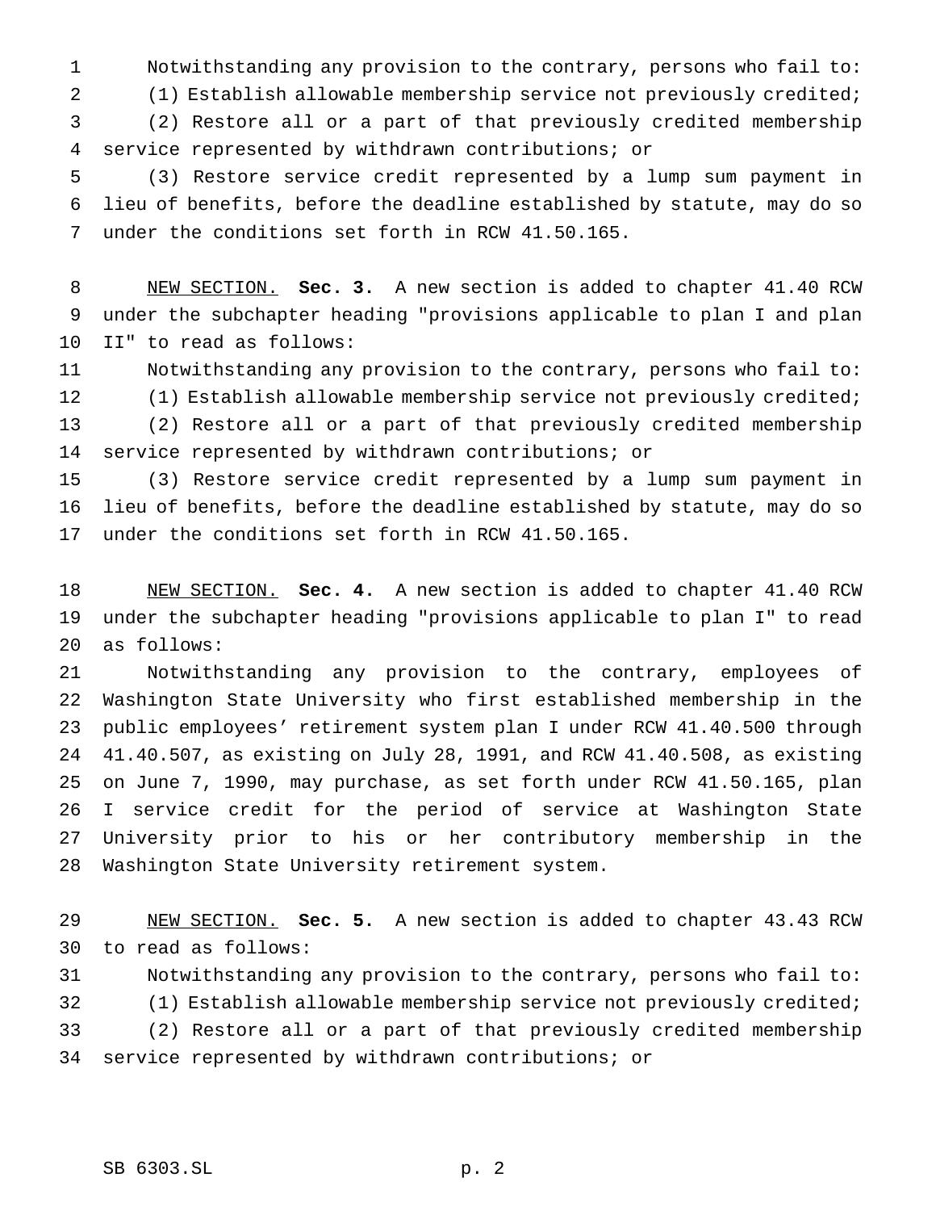Notwithstanding any provision to the contrary, persons who fail to:

(1) Establish allowable membership service not previously credited;

(2) Restore all or a part of that previously credited membership service represented by withdrawn contributions; or

(3) Restore service credit represented by a lump sum payment in lieu of benefits, before the deadline established by statute, may do so under the conditions set forth in RCW 41.50.165.

NEW SECTION. **Sec. 3.** A new section is added to chapter 41.40 RCW under the subchapter heading "provisions applicable to plan I and plan II" to read as follows:

Notwithstanding any provision to the contrary, persons who fail to:

(1) Establish allowable membership service not previously credited;

(2) Restore all or a part of that previously credited membership service represented by withdrawn contributions; or

(3) Restore service credit represented by a lump sum payment in lieu of benefits, before the deadline established by statute, may do so under the conditions set forth in RCW 41.50.165.

NEW SECTION. **Sec. 4.** A new section is added to chapter 41.40 RCW under the subchapter heading "provisions applicable to plan I" to read as follows:

Notwithstanding any provision to the contrary, employees of Washington State University who first established membership in the public employees' retirement system plan I under RCW 41.40.500 through 41.40.507, as existing on July 28, 1991, and RCW 41.40.508, as existing on June 7, 1990, may purchase, as set forth under RCW 41.50.165, plan I service credit for the period of service at Washington State University prior to his or her contributory membership in the Washington State University retirement system.

NEW SECTION. **Sec. 5.** A new section is added to chapter 43.43 RCW to read as follows:

Notwithstanding any provision to the contrary, persons who fail to:

(1) Establish allowable membership service not previously credited;

(2) Restore all or a part of that previously credited membership service represented by withdrawn contributions; or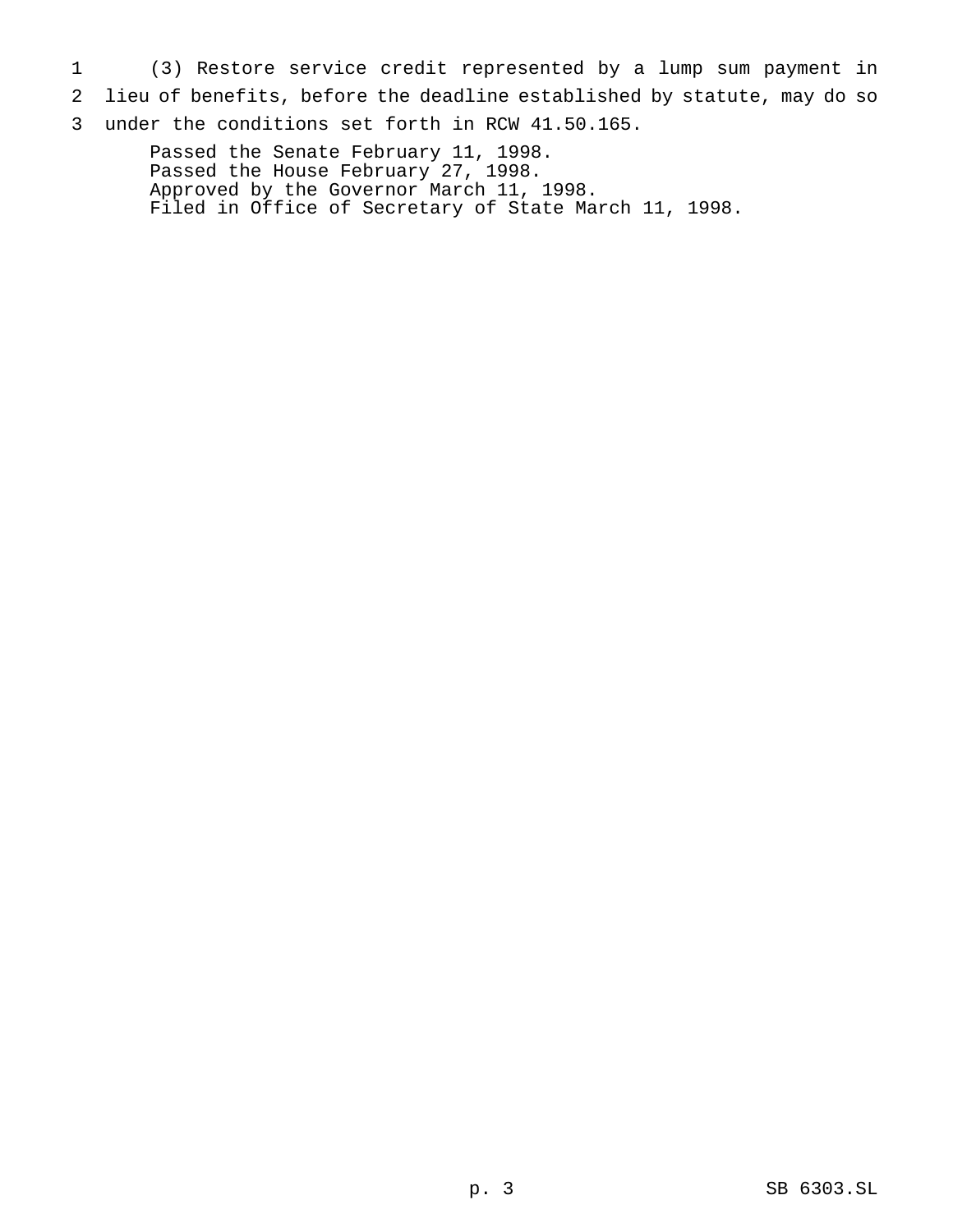(3) Restore service credit represented by a lump sum payment in lieu of benefits, before the deadline established by statute, may do so under the conditions set forth in RCW 41.50.165.

Passed the Senate February 11, 1998.
Passed the House February 27, 1998.
Approved by the Governor March 11, 1998.
Filed in Office of Secretary of State March 11, 1998.